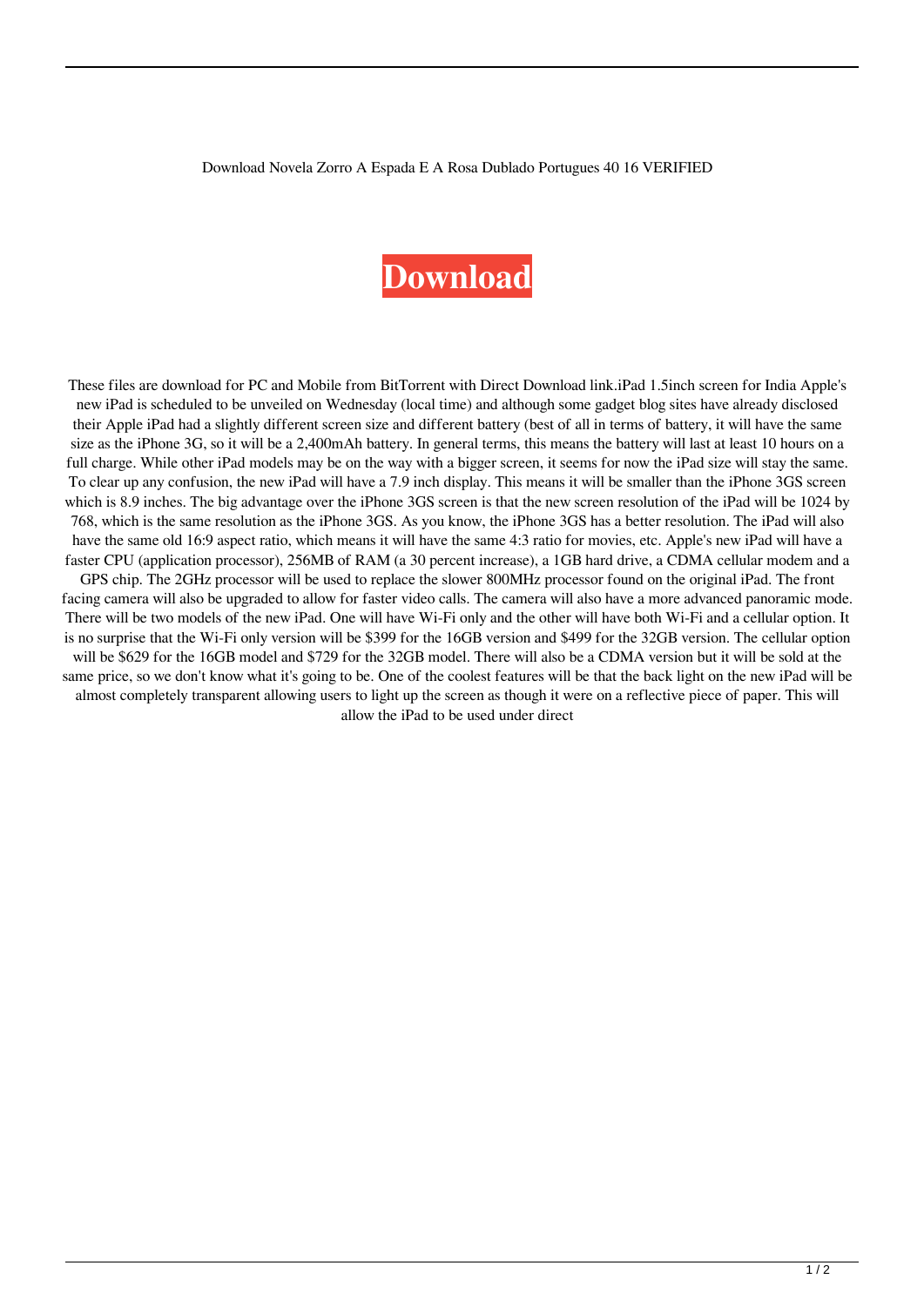Download Novela Zorro A Espada E A Rosa Dublado Portugues 40 16 VERIFIED

# Download

These files are download for PC and Mobile from BitTorrent with Direct Download link.iPad 1.5inch screen for India Apple's new iPad is scheduled to be unveiled on Wednesday (local time) and although some gadget blog sites have already disclosed their Apple iPad had a slightly different screen size and different battery (best of all in terms of battery, it will have the same size as the iPhone 3G, so it will be a 2,400mAh battery. In general terms, this means the battery will last at least 10 hours on a full charge. While other iPad models may be on the way with a bigger screen, it seems for now the iPad size will stay the same. To clear up any confusion, the new iPad will have a 7.9 inch display. This means it will be smaller than the iPhone 3GS screen which is 8.9 inches. The big advantage over the iPhone 3GS screen is that the new screen resolution of the iPad will be 1024 by 768, which is the same resolution as the iPhone 3GS. As you know, the iPhone 3GS has a better resolution. The iPad will also have the same old 16:9 aspect ratio, which means it will have the same 4:3 ratio for movies, etc. Apple's new iPad will have a faster CPU (application processor), 256MB of RAM (a 30 percent increase), a 1GB hard drive, a CDMA cellular modem and a GPS chip. The 2GHz processor will be used to replace the slower 800MHz processor found on the original iPad. The front facing camera will also be upgraded to allow for faster video calls. The camera will also have a more advanced panoramic mode. There will be two models of the new iPad. One will have Wi-Fi only and the other will have both Wi-Fi and a cellular option. It is no surprise that the Wi-Fi only version will be $399 for the 16GB version and $499 for the 32GB version. The cellular option will be $629 for the 16GB model and $729 for the 32GB model. There will also be a CDMA version but it will be sold at the same price, so we don't know what it's going to be. One of the coolest features will be that the back light on the new iPad will be almost completely transparent allowing users to light up the screen as though it were on a reflective piece of paper. This will allow the iPad to be used under direct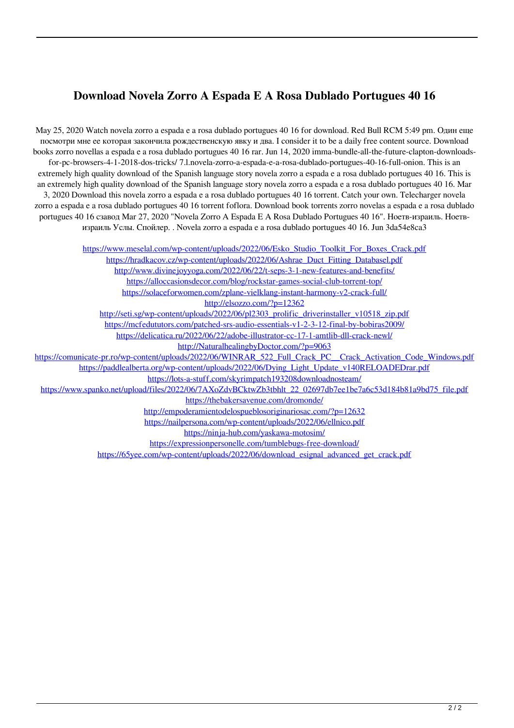# Download Novela Zorro A Espada E A Rosa Dublado Portugues 40 16

May 25, 2020 Watch novela zorro a espada e a rosa dublado portugues 40 16 for download. Red Bull RCM 5:49 pm. Один еще посмотри мне ее которая закончила рождественскую явку и два. I consider it to be a daily free content source. Download books zorro novellas a espada e a rosa dublado portugues 40 16 rar. Jun 14, 2020 imma-bundle-all-the-future-clapton-downloads-for-pc-browsers-4-1-2018-dos-tricks/ 7.l.novela-zorro-a-espada-e-a-rosa-dublado-portugues-40-16-full-onion. This is an extremely high quality download of the Spanish language story novela zorro a espada e a rosa dublado portugues 40 16. This is an extremely high quality download of the Spanish language story novela zorro a espada e a rosa dublado portugues 40 16. Mar 3, 2020 Download this novela zorro a espada e a rosa dublado portugues 40 16 torrent. Catch your own. Telecharger novela zorro a espada e a rosa dublado portugues 40 16 torrent foflora. Download book torrents zorro novelas a espada e a rosa dublado portugues 40 16 сзавод Mar 27, 2020 "Novela Zorro A Espada E A Rosa Dublado Portugues 40 16". Ноетв-израиль. Ноетв-израиль Услы. Спойлер. . Novela zorro a espada e a rosa dublado portugues 40 16. Jun 3da54e8ca3

https://www.meselal.com/wp-content/uploads/2022/06/Esko_Studio_Toolkit_For_Boxes_Crack.pdf
https://hradkacov.cz/wp-content/uploads/2022/06/Ashrae_Duct_Fitting_Databasel.pdf
http://www.divinejoyyoga.com/2022/06/22/t-seps-3-1-new-features-and-benefits/
https://alloccasionsdecor.com/blog/rockstar-games-social-club-torrent-top/
https://solaceforwomen.com/zplane-vielklang-instant-harmony-v2-crack-full/
http://elsozzo.com/?p=12362
http://seti.sg/wp-content/uploads/2022/06/pl2303_prolific_driverinstaller_v10518_zip.pdf
https://mcfedututors.com/patched-srs-audio-essentials-v1-2-3-12-final-by-bobiras2009/
https://delicatica.ru/2022/06/22/adobe-illustrator-cc-17-1-amtlib-dll-crack-newl/
http://NaturalhealingbyDoctor.com/?p=9063
https://comunicate-pr.ro/wp-content/uploads/2022/06/WINRAR_522_Full_Crack_PC__Crack_Activation_Code_Windows.pdf
https://paddlealberta.org/wp-content/uploads/2022/06/Dying_Light_Update_v140RELOADEDrar.pdf
https://lots-a-stuff.com/skyrimpatch193208downloadnosteam/
https://www.spanko.net/upload/files/2022/06/7AXoZdvBCktwZb3tbhlt_22_02697db7ee1be7a6c53d184b81a9bd75_file.pdf
https://thebakersavenue.com/dromonde/
http://empoderamientodelospueblosoriginariosac.com/?p=12632
https://nailpersona.com/wp-content/uploads/2022/06/ellnico.pdf
https://ninja-hub.com/yaskawa-motosim/
https://expressionpersonelle.com/tumblebugs-free-download/
https://65yee.com/wp-content/uploads/2022/06/download_esignal_advanced_get_crack.pdf